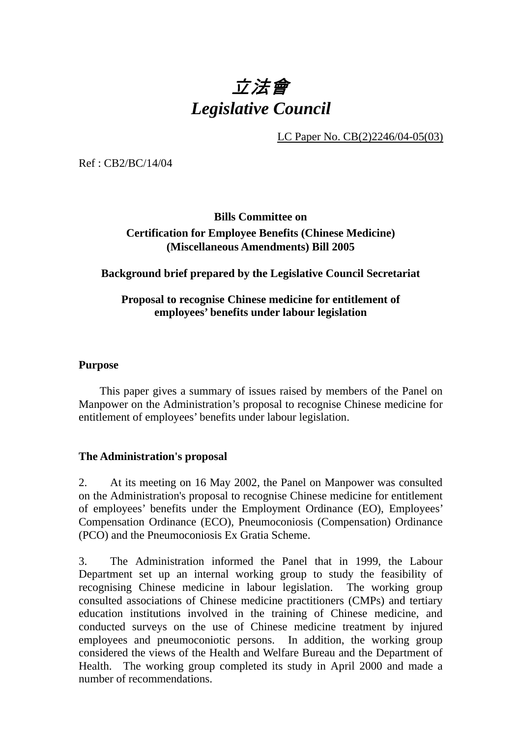# *立法會*
# *Legislative Council*

LC Paper No. CB(2)2246/04-05(03)

Ref : CB2/BC/14/04

**Bills Committee on**
**Certification for Employee Benefits (Chinese Medicine) (Miscellaneous Amendments) Bill 2005**

**Background brief prepared by the Legislative Council Secretariat**

**Proposal to recognise Chinese medicine for entitlement of employees' benefits under labour legislation**

## Purpose

This paper gives a summary of issues raised by members of the Panel on Manpower on the Administration's proposal to recognise Chinese medicine for entitlement of employees' benefits under labour legislation.

## The Administration's proposal

2. At its meeting on 16 May 2002, the Panel on Manpower was consulted on the Administration's proposal to recognise Chinese medicine for entitlement of employees' benefits under the Employment Ordinance (EO), Employees' Compensation Ordinance (ECO), Pneumoconiosis (Compensation) Ordinance (PCO) and the Pneumoconiosis Ex Gratia Scheme.

3. The Administration informed the Panel that in 1999, the Labour Department set up an internal working group to study the feasibility of recognising Chinese medicine in labour legislation. The working group consulted associations of Chinese medicine practitioners (CMPs) and tertiary education institutions involved in the training of Chinese medicine, and conducted surveys on the use of Chinese medicine treatment by injured employees and pneumoconiotic persons. In addition, the working group considered the views of the Health and Welfare Bureau and the Department of Health. The working group completed its study in April 2000 and made a number of recommendations.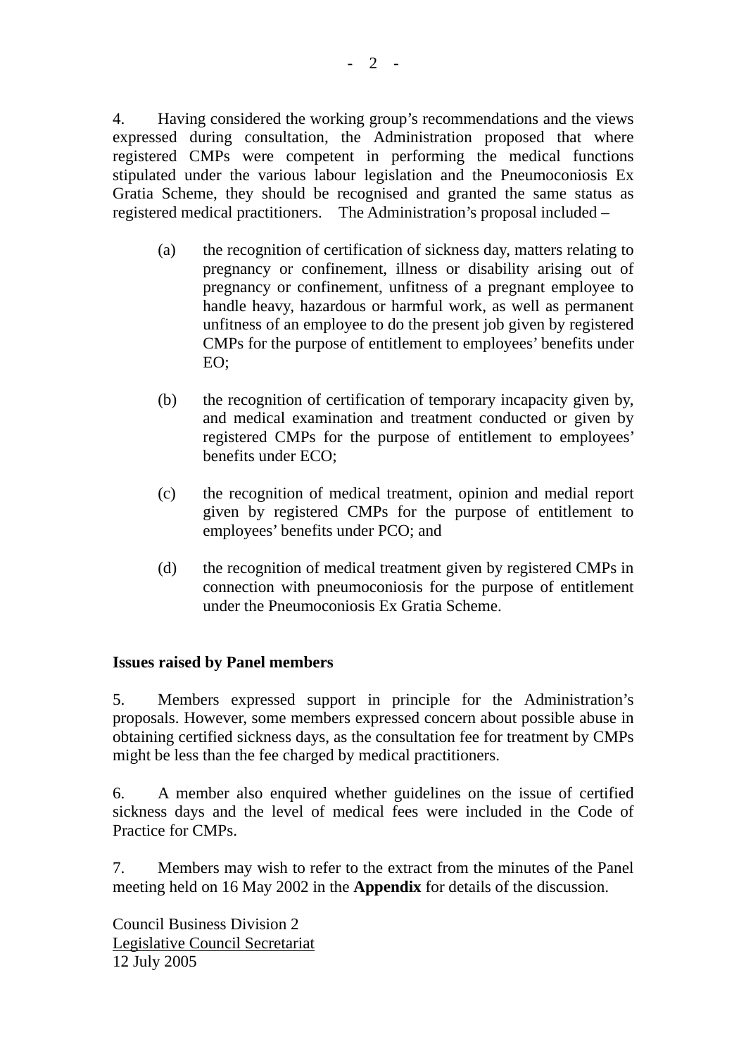4. Having considered the working group's recommendations and the views expressed during consultation, the Administration proposed that where registered CMPs were competent in performing the medical functions stipulated under the various labour legislation and the Pneumoconiosis Ex Gratia Scheme, they should be recognised and granted the same status as registered medical practitioners. The Administration's proposal included –

(a) the recognition of certification of sickness day, matters relating to pregnancy or confinement, illness or disability arising out of pregnancy or confinement, unfitness of a pregnant employee to handle heavy, hazardous or harmful work, as well as permanent unfitness of an employee to do the present job given by registered CMPs for the purpose of entitlement to employees' benefits under EO;

(b) the recognition of certification of temporary incapacity given by, and medical examination and treatment conducted or given by registered CMPs for the purpose of entitlement to employees' benefits under ECO;

(c) the recognition of medical treatment, opinion and medial report given by registered CMPs for the purpose of entitlement to employees' benefits under PCO; and

(d) the recognition of medical treatment given by registered CMPs in connection with pneumoconiosis for the purpose of entitlement under the Pneumoconiosis Ex Gratia Scheme.

**Issues raised by Panel members**

5. Members expressed support in principle for the Administration's proposals. However, some members expressed concern about possible abuse in obtaining certified sickness days, as the consultation fee for treatment by CMPs might be less than the fee charged by medical practitioners.

6. A member also enquired whether guidelines on the issue of certified sickness days and the level of medical fees were included in the Code of Practice for CMPs.

7. Members may wish to refer to the extract from the minutes of the Panel meeting held on 16 May 2002 in the **Appendix** for details of the discussion.

Council Business Division 2
Legislative Council Secretariat
12 July 2005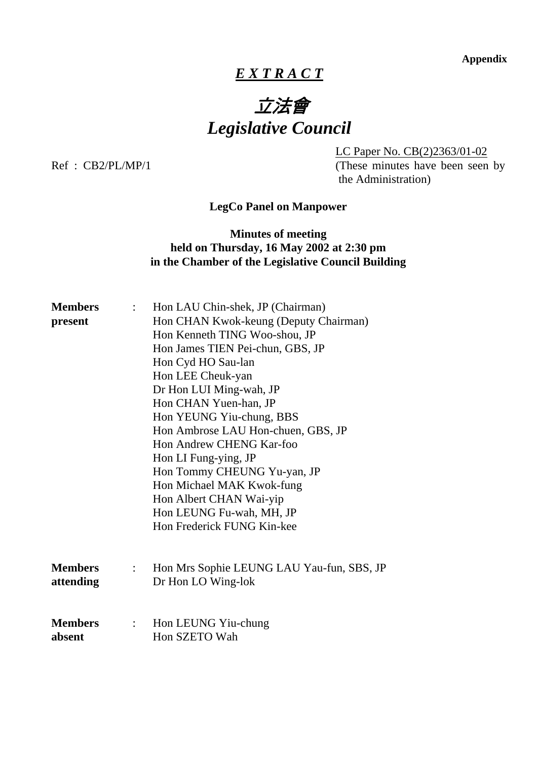**Appendix**

# *E X T R A C T*

# *立法會*
# *Legislative Council*

Ref : CB2/PL/MP/1

LC Paper No. CB(2)2363/01-02
(These minutes have been seen by the Administration)

**LegCo Panel on Manpower**

**Minutes of meeting**
**held on Thursday, 16 May 2002 at 2:30 pm**
**in the Chamber of the Legislative Council Building**

**Members present** :
Hon LAU Chin-shek, JP (Chairman)
Hon CHAN Kwok-keung (Deputy Chairman)
Hon Kenneth TING Woo-shou, JP
Hon James TIEN Pei-chun, GBS, JP
Hon Cyd HO Sau-lan
Hon LEE Cheuk-yan
Dr Hon LUI Ming-wah, JP
Hon CHAN Yuen-han, JP
Hon YEUNG Yiu-chung, BBS
Hon Ambrose LAU Hon-chuen, GBS, JP
Hon Andrew CHENG Kar-foo
Hon LI Fung-ying, JP
Hon Tommy CHEUNG Yu-yan, JP
Hon Michael MAK Kwok-fung
Hon Albert CHAN Wai-yip
Hon LEUNG Fu-wah, MH, JP
Hon Frederick FUNG Kin-kee

**Members attending** :
Hon Mrs Sophie LEUNG LAU Yau-fun, SBS, JP
Dr Hon LO Wing-lok

**Members absent** :
Hon LEUNG Yiu-chung
Hon SZETO Wah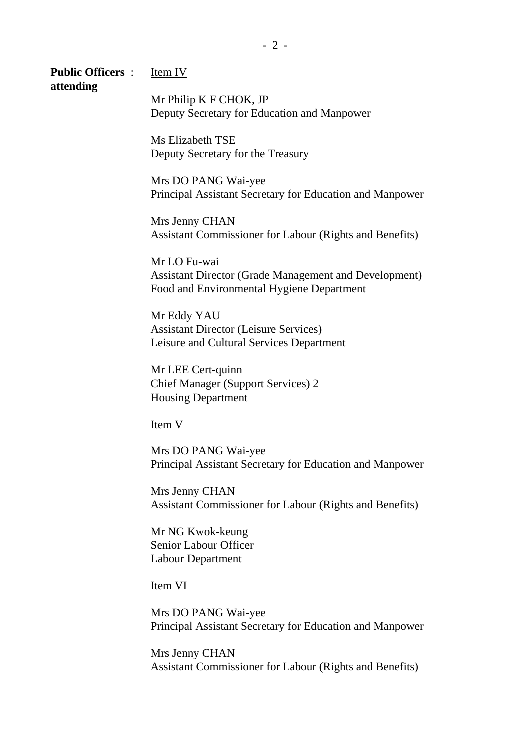**Public Officers attending** :

Item IV

Mr Philip K F CHOK, JP
Deputy Secretary for Education and Manpower

Ms Elizabeth TSE
Deputy Secretary for the Treasury

Mrs DO PANG Wai-yee
Principal Assistant Secretary for Education and Manpower

Mrs Jenny CHAN
Assistant Commissioner for Labour (Rights and Benefits)

Mr LO Fu-wai
Assistant Director (Grade Management and Development)
Food and Environmental Hygiene Department

Mr Eddy YAU
Assistant Director (Leisure Services)
Leisure and Cultural Services Department

Mr LEE Cert-quinn
Chief Manager (Support Services) 2
Housing Department

Item V

Mrs DO PANG Wai-yee
Principal Assistant Secretary for Education and Manpower

Mrs Jenny CHAN
Assistant Commissioner for Labour (Rights and Benefits)

Mr NG Kwok-keung
Senior Labour Officer
Labour Department

Item VI

Mrs DO PANG Wai-yee
Principal Assistant Secretary for Education and Manpower

Mrs Jenny CHAN
Assistant Commissioner for Labour (Rights and Benefits)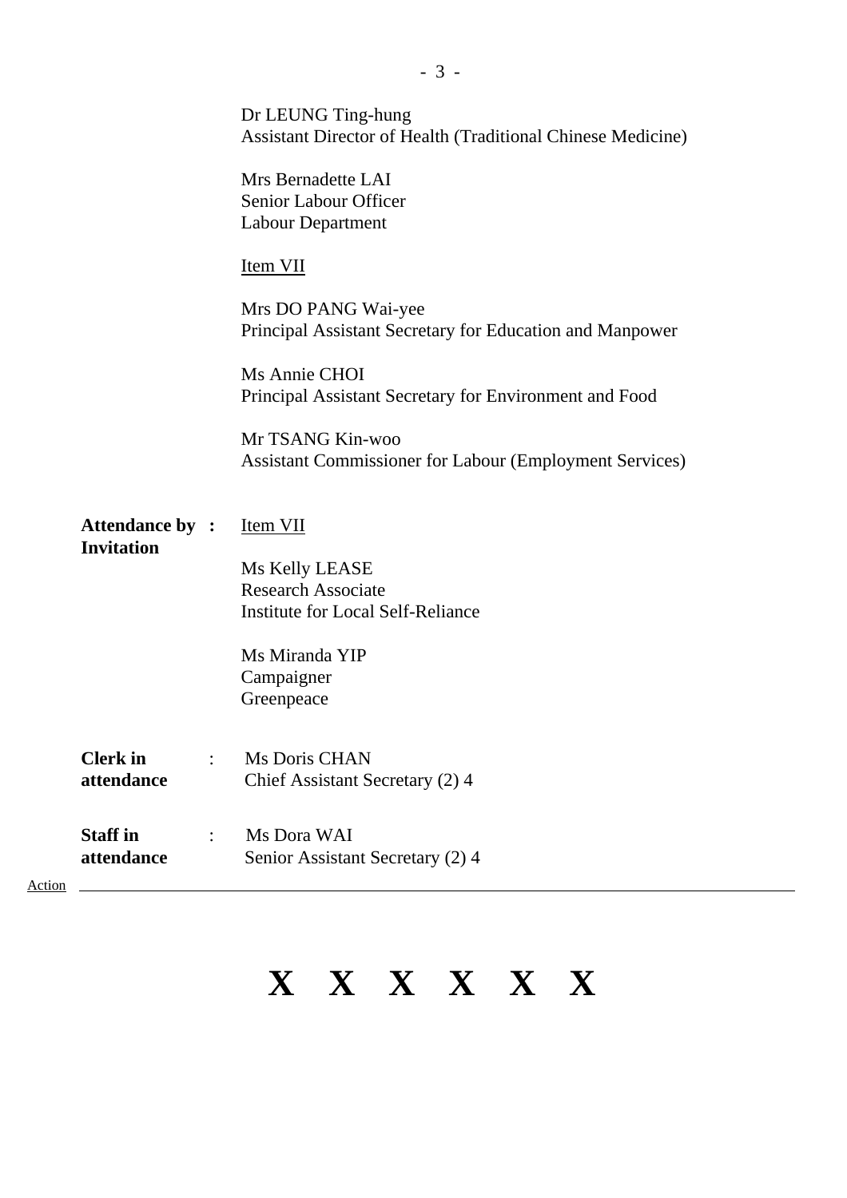Dr LEUNG Ting-hung
Assistant Director of Health (Traditional Chinese Medicine)

Mrs Bernadette LAI
Senior Labour Officer
Labour Department

Item VII

Mrs DO PANG Wai-yee
Principal Assistant Secretary for Education and Manpower

Ms Annie CHOI
Principal Assistant Secretary for Environment and Food

Mr TSANG Kin-woo
Assistant Commissioner for Labour (Employment Services)

**Attendance by Invitation** : Item VII

Ms Kelly LEASE
Research Associate
Institute for Local Self-Reliance

Ms Miranda YIP
Campaigner
Greenpeace

**Clerk in attendance** : Ms Doris CHAN
Chief Assistant Secretary (2) 4

**Staff in attendance** : Ms Dora WAI
Senior Assistant Secretary (2) 4

Action

---

# X X X X X X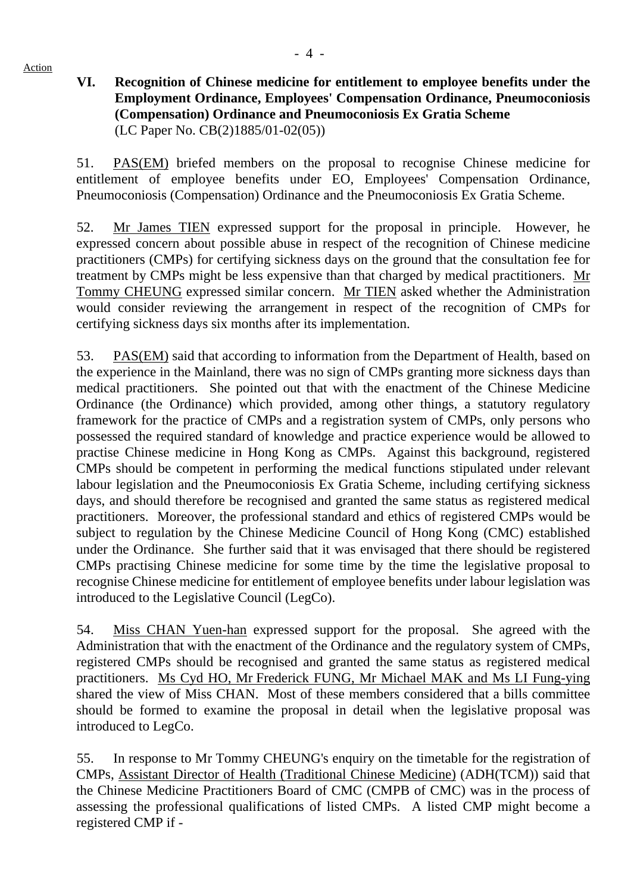Action

### VI. Recognition of Chinese medicine for entitlement to employee benefits under the Employment Ordinance, Employees' Compensation Ordinance, Pneumoconiosis (Compensation) Ordinance and Pneumoconiosis Ex Gratia Scheme
(LC Paper No. CB(2)1885/01-02(05))

51. PAS(EM) briefed members on the proposal to recognise Chinese medicine for entitlement of employee benefits under EO, Employees' Compensation Ordinance, Pneumoconiosis (Compensation) Ordinance and the Pneumoconiosis Ex Gratia Scheme.

52. Mr James TIEN expressed support for the proposal in principle. However, he expressed concern about possible abuse in respect of the recognition of Chinese medicine practitioners (CMPs) for certifying sickness days on the ground that the consultation fee for treatment by CMPs might be less expensive than that charged by medical practitioners. Mr Tommy CHEUNG expressed similar concern. Mr TIEN asked whether the Administration would consider reviewing the arrangement in respect of the recognition of CMPs for certifying sickness days six months after its implementation.

53. PAS(EM) said that according to information from the Department of Health, based on the experience in the Mainland, there was no sign of CMPs granting more sickness days than medical practitioners. She pointed out that with the enactment of the Chinese Medicine Ordinance (the Ordinance) which provided, among other things, a statutory regulatory framework for the practice of CMPs and a registration system of CMPs, only persons who possessed the required standard of knowledge and practice experience would be allowed to practise Chinese medicine in Hong Kong as CMPs. Against this background, registered CMPs should be competent in performing the medical functions stipulated under relevant labour legislation and the Pneumoconiosis Ex Gratia Scheme, including certifying sickness days, and should therefore be recognised and granted the same status as registered medical practitioners. Moreover, the professional standard and ethics of registered CMPs would be subject to regulation by the Chinese Medicine Council of Hong Kong (CMC) established under the Ordinance. She further said that it was envisaged that there should be registered CMPs practising Chinese medicine for some time by the time the legislative proposal to recognise Chinese medicine for entitlement of employee benefits under labour legislation was introduced to the Legislative Council (LegCo).

54. Miss CHAN Yuen-han expressed support for the proposal. She agreed with the Administration that with the enactment of the Ordinance and the regulatory system of CMPs, registered CMPs should be recognised and granted the same status as registered medical practitioners. Ms Cyd HO, Mr Frederick FUNG, Mr Michael MAK and Ms LI Fung-ying shared the view of Miss CHAN. Most of these members considered that a bills committee should be formed to examine the proposal in detail when the legislative proposal was introduced to LegCo.

55. In response to Mr Tommy CHEUNG's enquiry on the timetable for the registration of CMPs, Assistant Director of Health (Traditional Chinese Medicine) (ADH(TCM)) said that the Chinese Medicine Practitioners Board of CMC (CMPB of CMC) was in the process of assessing the professional qualifications of listed CMPs. A listed CMP might become a registered CMP if -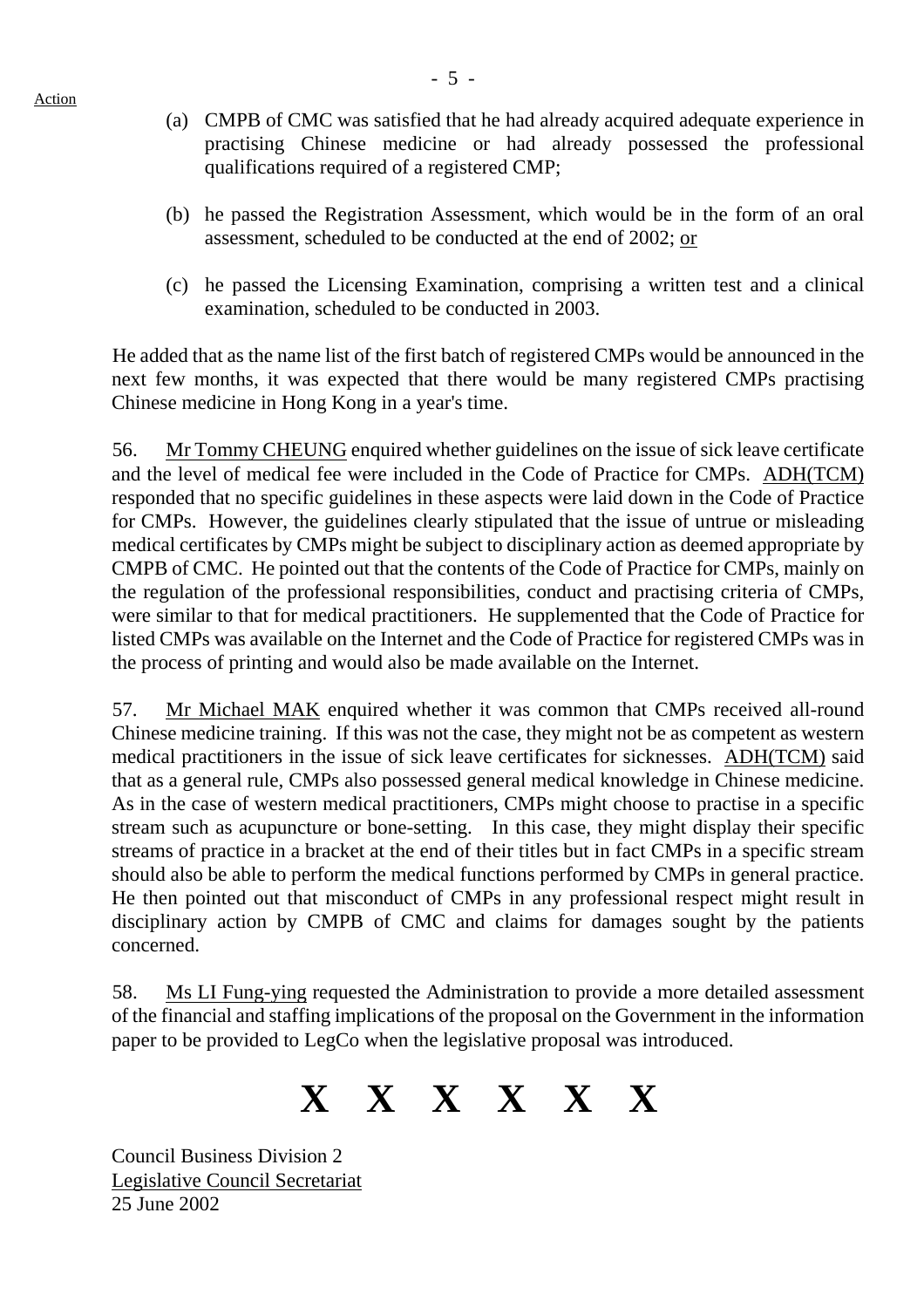Action

(a) CMPB of CMC was satisfied that he had already acquired adequate experience in practising Chinese medicine or had already possessed the professional qualifications required of a registered CMP;

(b) he passed the Registration Assessment, which would be in the form of an oral assessment, scheduled to be conducted at the end of 2002; or

(c) he passed the Licensing Examination, comprising a written test and a clinical examination, scheduled to be conducted in 2003.

He added that as the name list of the first batch of registered CMPs would be announced in the next few months, it was expected that there would be many registered CMPs practising Chinese medicine in Hong Kong in a year's time.

56. Mr Tommy CHEUNG enquired whether guidelines on the issue of sick leave certificate and the level of medical fee were included in the Code of Practice for CMPs. ADH(TCM) responded that no specific guidelines in these aspects were laid down in the Code of Practice for CMPs. However, the guidelines clearly stipulated that the issue of untrue or misleading medical certificates by CMPs might be subject to disciplinary action as deemed appropriate by CMPB of CMC. He pointed out that the contents of the Code of Practice for CMPs, mainly on the regulation of the professional responsibilities, conduct and practising criteria of CMPs, were similar to that for medical practitioners. He supplemented that the Code of Practice for listed CMPs was available on the Internet and the Code of Practice for registered CMPs was in the process of printing and would also be made available on the Internet.

57. Mr Michael MAK enquired whether it was common that CMPs received all-round Chinese medicine training. If this was not the case, they might not be as competent as western medical practitioners in the issue of sick leave certificates for sicknesses. ADH(TCM) said that as a general rule, CMPs also possessed general medical knowledge in Chinese medicine. As in the case of western medical practitioners, CMPs might choose to practise in a specific stream such as acupuncture or bone-setting. In this case, they might display their specific streams of practice in a bracket at the end of their titles but in fact CMPs in a specific stream should also be able to perform the medical functions performed by CMPs in general practice. He then pointed out that misconduct of CMPs in any professional respect might result in disciplinary action by CMPB of CMC and claims for damages sought by the patients concerned.

58. Ms LI Fung-ying requested the Administration to provide a more detailed assessment of the financial and staffing implications of the proposal on the Government in the information paper to be provided to LegCo when the legislative proposal was introduced.

**X X X X X X**

Council Business Division 2
Legislative Council Secretariat
25 June 2002